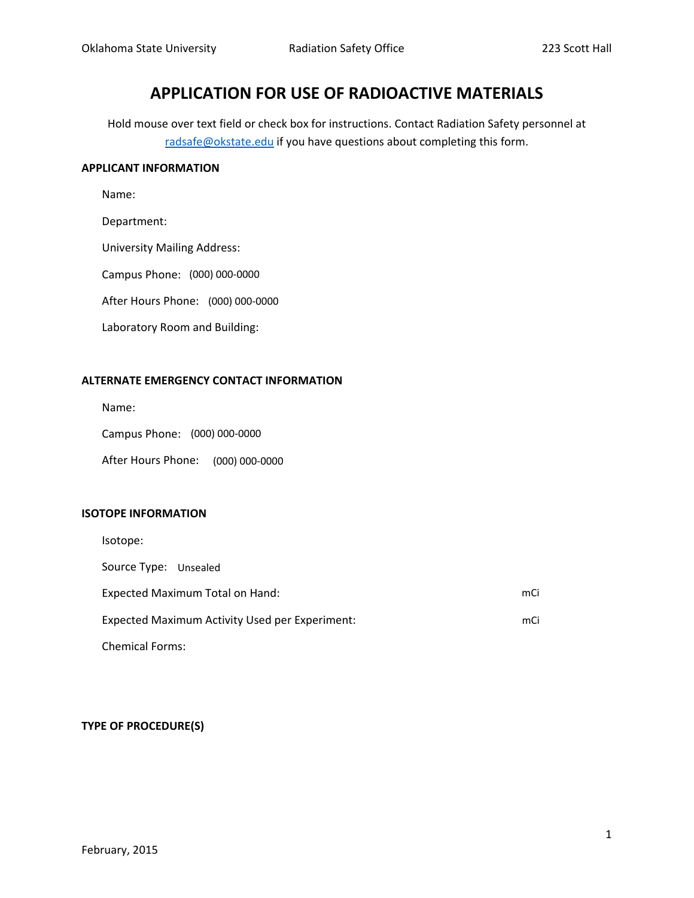# APPLICATION FOR USE OF RADIOACTIVE MATERIALS

Hold mouse over text field or check box for instructions. Contact Radiation Safety personnel at radsafe@okstate.edu if you have questions about completing this form.

## APPLICANT INFORMATION

Name:

Department:

University Mailing Address:

Campus Phone: (000) 000-0000

After Hours Phone: (000) 000-0000

Laboratory Room and Building:

## ALTERNATE EMERGENCY CONTACT INFORMATION

Name:

Campus Phone: (000) 000-0000

After Hours Phone: (000) 000-0000

## ISOTOPE INFORMATION

Isotope:

Source Type: Unsealed

Expected Maximum Total on Hand: mCi

Expected Maximum Activity Used per Experiment: mCi

Chemical Forms:

## TYPE OF PROCEDURE(S)

February, 2015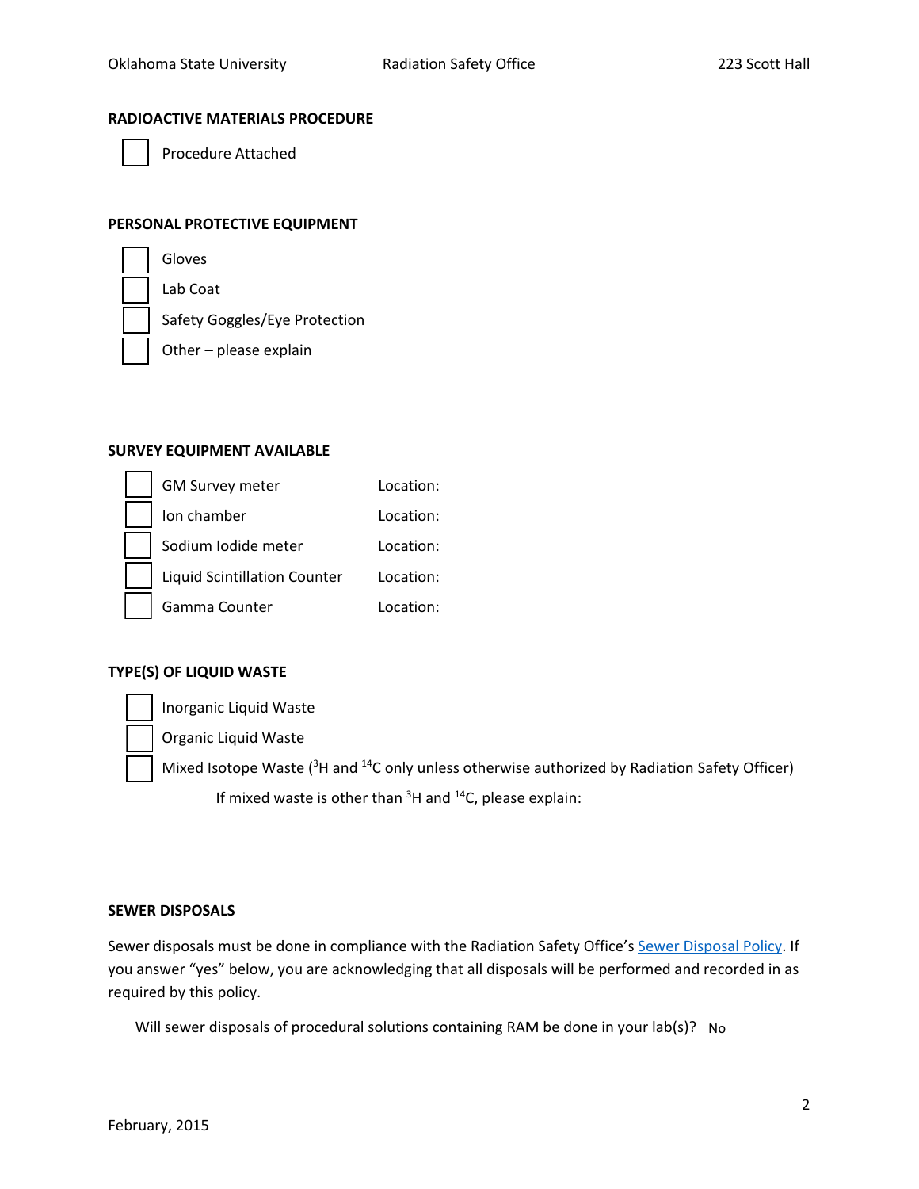## RADIOACTIVE MATERIALS PROCEDURE

- [ ] Procedure Attached

## PERSONAL PROTECTIVE EQUIPMENT

- [ ] Gloves
- [ ] Lab Coat
- [ ] Safety Goggles/Eye Protection
- [ ] Other – please explain

## SURVEY EQUIPMENT AVAILABLE

| | Equipment | Location |
|---|---|---|
| [ ] | GM Survey meter | Location: |
| [ ] | Ion chamber | Location: |
| [ ] | Sodium Iodide meter | Location: |
| [ ] | Liquid Scintillation Counter | Location: |
| [ ] | Gamma Counter | Location: |

## TYPE(S) OF LIQUID WASTE

- [ ] Inorganic Liquid Waste
- [ ] Organic Liquid Waste
- [ ] Mixed Isotope Waste ($^{3}H$ and $^{14}C$ only unless otherwise authorized by Radiation Safety Officer)

  If mixed waste is other than $^{3}H$ and $^{14}C$, please explain:

## SEWER DISPOSALS

Sewer disposals must be done in compliance with the Radiation Safety Office's Sewer Disposal Policy. If you answer "yes" below, you are acknowledging that all disposals will be performed and recorded in as required by this policy.

Will sewer disposals of procedural solutions containing RAM be done in your lab(s)? No

February, 2015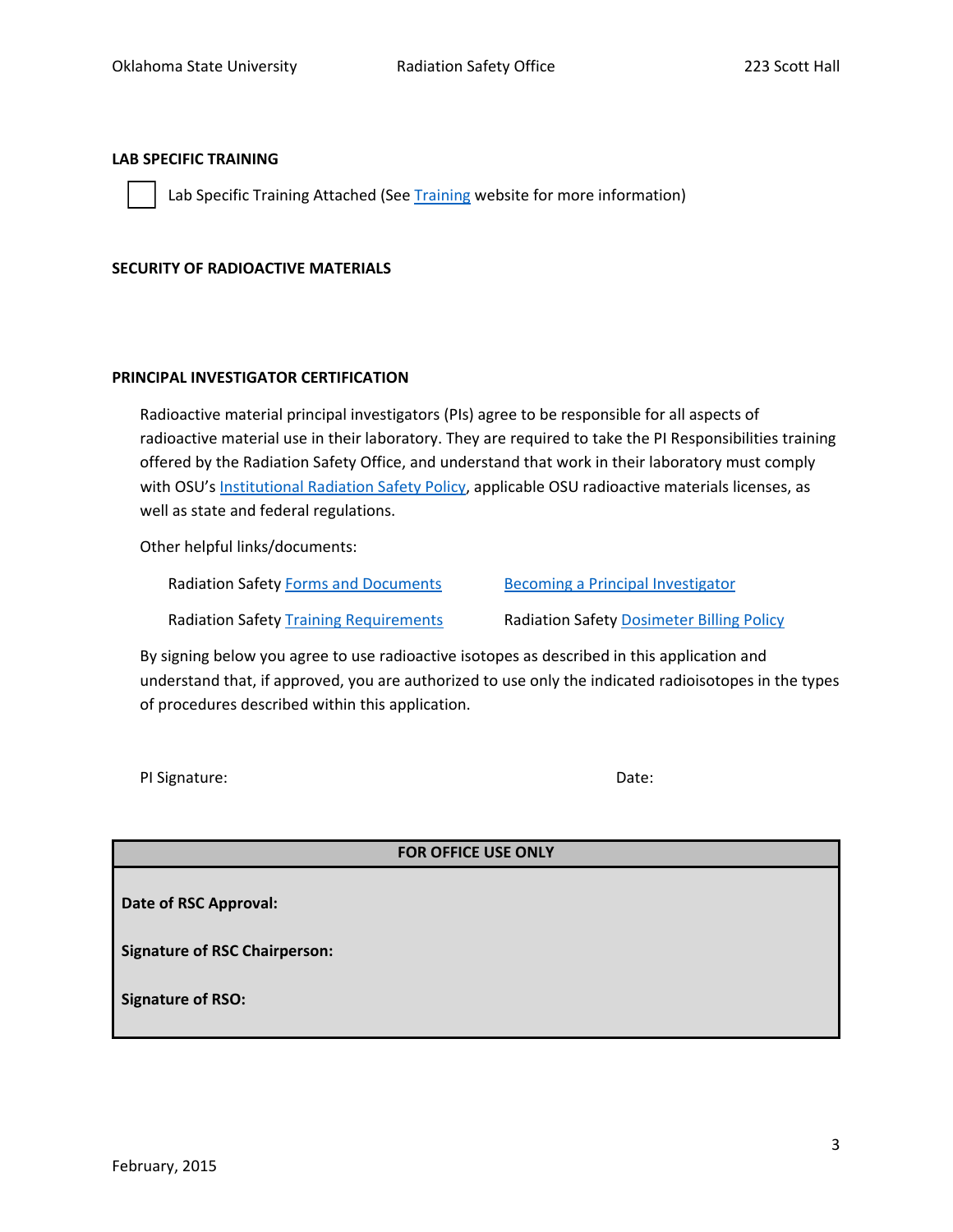**LAB SPECIFIC TRAINING**

☐ Lab Specific Training Attached (See Training website for more information)

**SECURITY OF RADIOACTIVE MATERIALS**

**PRINCIPAL INVESTIGATOR CERTIFICATION**

Radioactive material principal investigators (PIs) agree to be responsible for all aspects of radioactive material use in their laboratory. They are required to take the PI Responsibilities training offered by the Radiation Safety Office, and understand that work in their laboratory must comply with OSU's Institutional Radiation Safety Policy, applicable OSU radioactive materials licenses, as well as state and federal regulations.

Other helpful links/documents:

| | |
|---|---|
| Radiation Safety Forms and Documents | Becoming a Principal Investigator |
| Radiation Safety Training Requirements | Radiation Safety Dosimeter Billing Policy |

By signing below you agree to use radioactive isotopes as described in this application and understand that, if approved, you are authorized to use only the indicated radioisotopes in the types of procedures described within this application.

PI Signature: Date:

| FOR OFFICE USE ONLY |
|---|
| **Date of RSC Approval:** |
| **Signature of RSC Chairperson:** |
| **Signature of RSO:** |

February, 2015